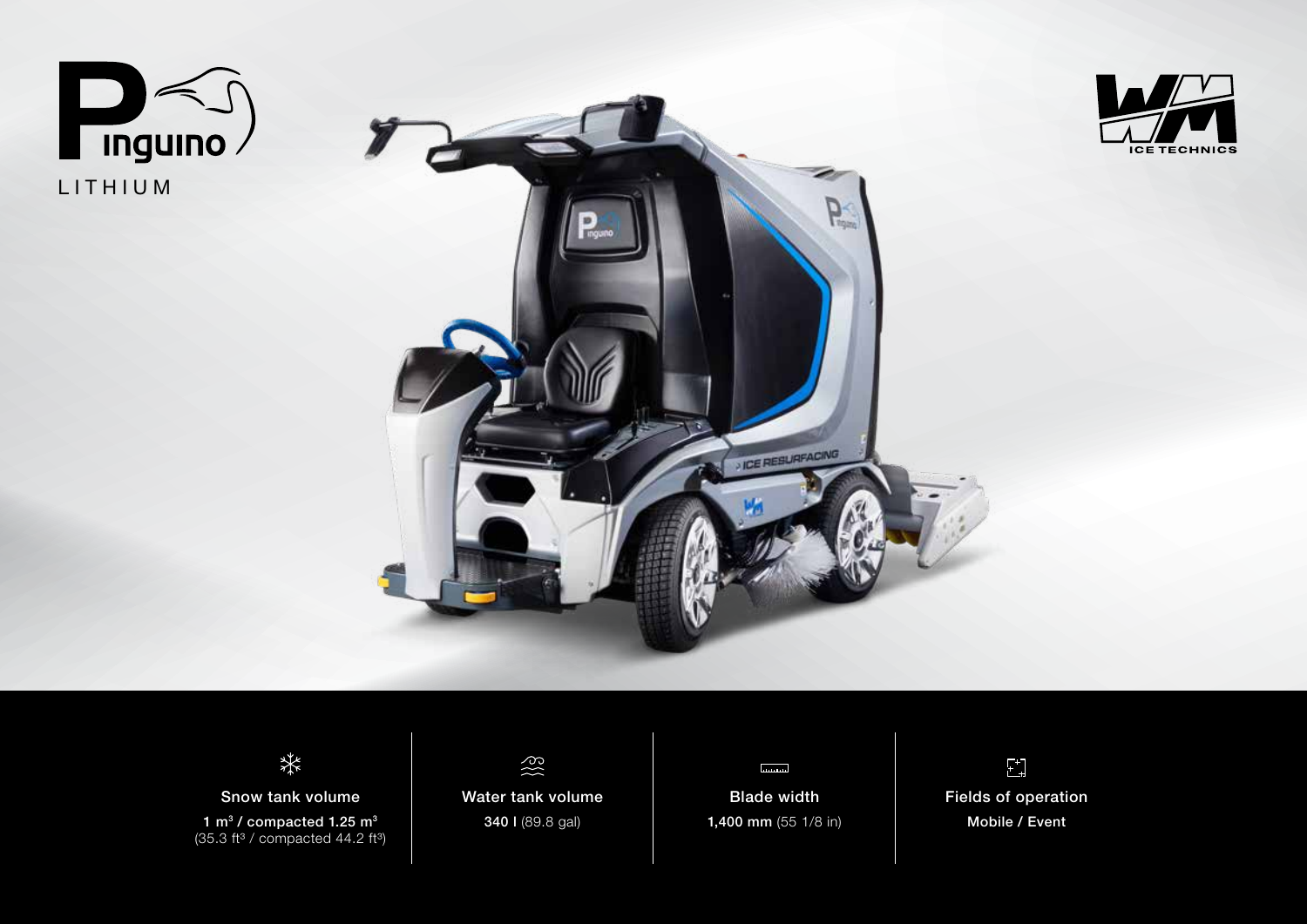# Pinguino

LITHIUM

WM ICE TECHNICS

| Snow tank volume | Water tank volume | Blade width | Fields of operation |
| --- | --- | --- | --- |
| **1 $m^3$ / compacted 1.25 $m^3$** (35.3 $ft^3$ / compacted 44.2 $ft^3$) | **340 l** (89.8 gal) | **1,400 mm** (55 1/8 in) | **Mobile / Event** |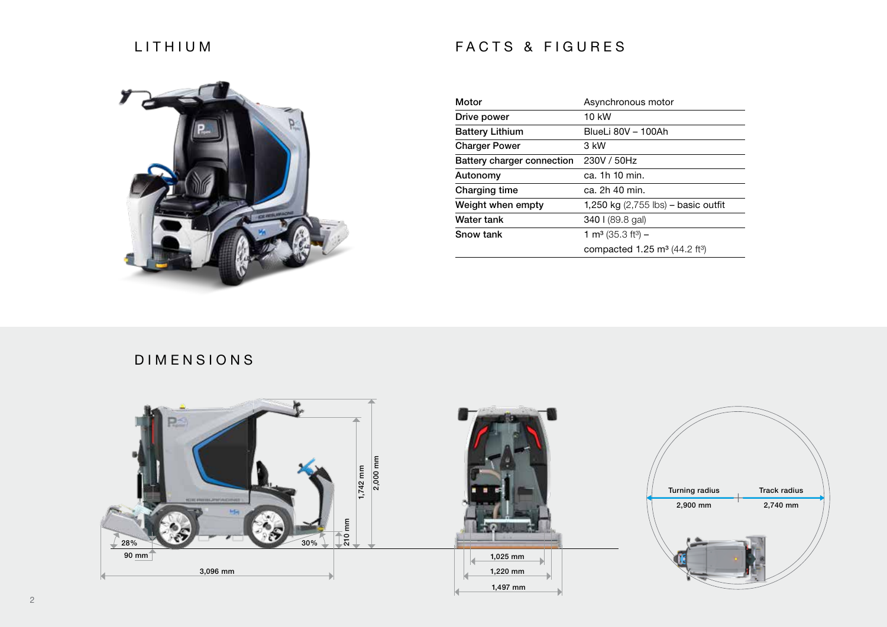## LITHIUM

## FACTS & FIGURES

| Motor | Asynchronous motor |
|---|---|
| Drive power | 10 kW |
| Battery Lithium | BlueLi 80V – 100Ah |
| Charger Power | 3 kW |
| Battery charger connection | 230V / 50Hz |
| Autonomy | ca. 1h 10 min. |
| Charging time | ca. 2h 40 min. |
| Weight when empty | 1,250 kg (2,755 lbs) – basic outfit |
| Water tank | 340 l (89.8 gal) |
| Snow tank | 1 m³ (35.3 ft³) – compacted 1.25 m³ (44.2 ft³) |

## DIMENSIONS

28%

90 mm

30%

210 mm

1,742 mm

2,000 mm

3,096 mm

1,025 mm

1,220 mm

1,497 mm

Turning radius 2,900 mm

Track radius 2,740 mm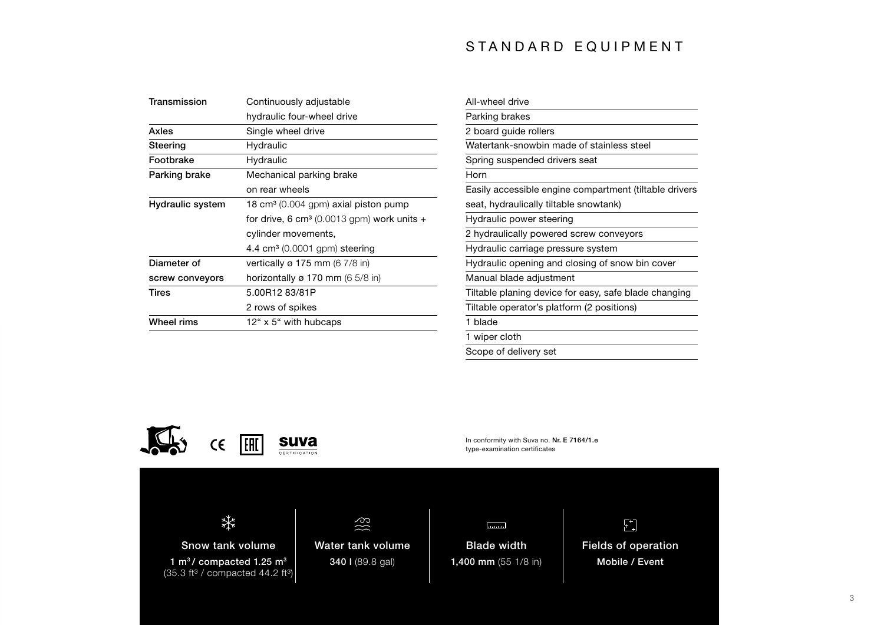# STANDARD EQUIPMENT

| | |
|---|---|
| **Transmission** | Continuously adjustable hydraulic four-wheel drive |
| **Axles** | Single wheel drive |
| **Steering** | Hydraulic |
| **Footbrake** | Hydraulic |
| **Parking brake** | Mechanical parking brake on rear wheels |
| **Hydraulic system** | 18 cm³ (0.004 gpm) axial piston pump for drive, 6 cm³ (0.0013 gpm) work units + cylinder movements, 4.4 cm³ (0.0001 gpm) steering |
| **Diameter of screw conveyors** | vertically ø 175 mm (6 7/8 in) horizontally ø 170 mm (6 5/8 in) |
| **Tires** | 5.00R12 83/81P 2 rows of spikes |
| **Wheel rims** | 12“ x 5“ with hubcaps |

- All-wheel drive
- Parking brakes
- 2 board guide rollers
- Watertank-snowbin made of stainless steel
- Spring suspended drivers seat
- Horn
- Easily accessible engine compartment (tiltable drivers seat, hydraulically tiltable snowtank)
- Hydraulic power steering
- 2 hydraulically powered screw conveyors
- Hydraulic carriage pressure system
- Hydraulic opening and closing of snow bin cover
- Manual blade adjustment
- Tiltable planing device for easy, safe blade changing
- Tiltable operator’s platform (2 positions)
- 1 blade
- 1 wiper cloth
- Scope of delivery set

CE EAC suva CERTIFICATION

In conformity with Suva no. **Nr. E 7164/1.e** type-examination certificates

| Snow tank volume | Water tank volume | Blade width | Fields of operation |
|---|---|---|---|
| **1 m³ / compacted 1.25 m³** (35.3 ft³ / compacted 44.2 ft³) | **340 l** (89.8 gal) | **1,400 mm** (55 1/8 in) | **Mobile / Event** |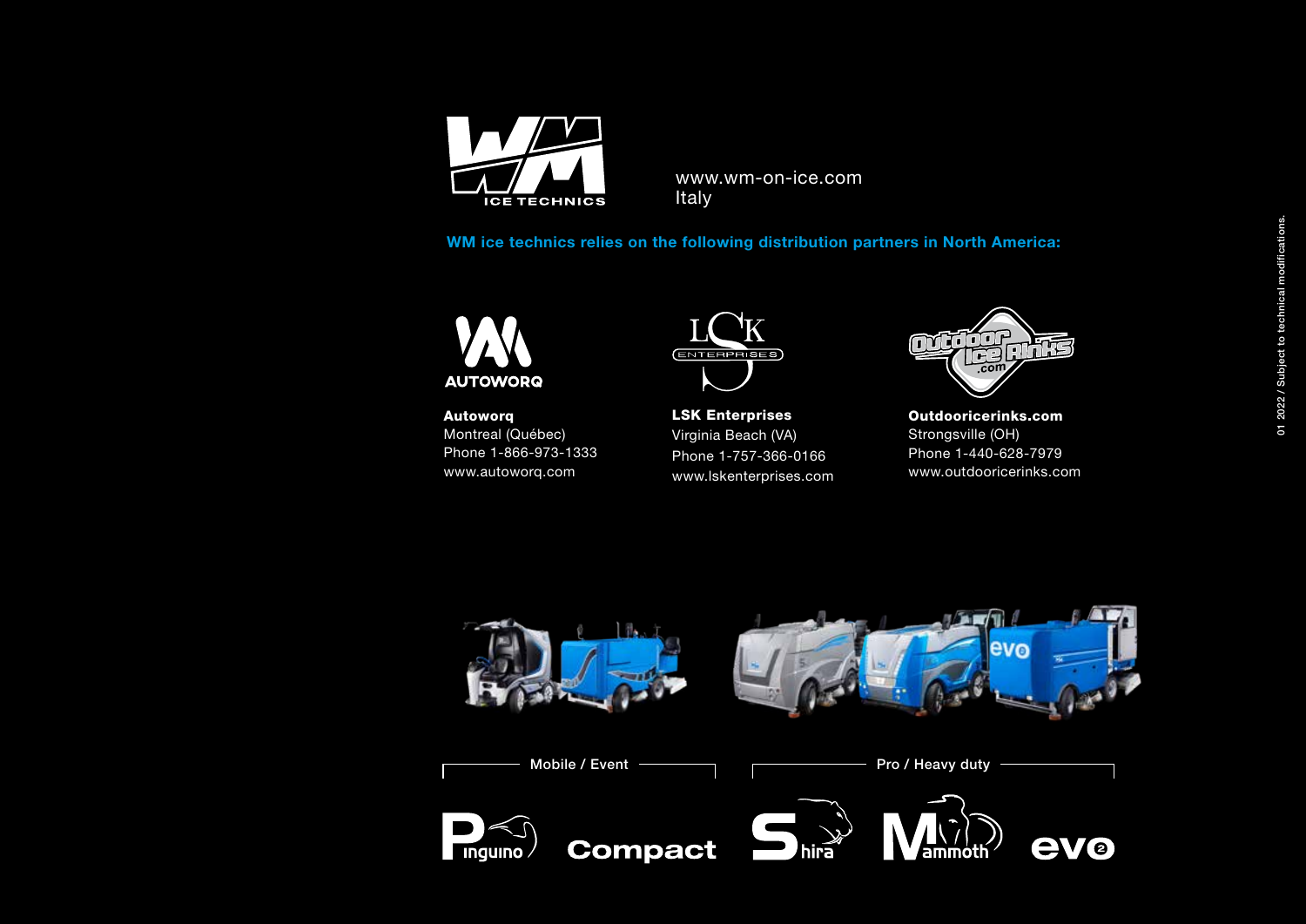www.wm-on-ice.com
Italy

**WM ice technics relies on the following distribution partners in North America:**

**Autoworq**
Montreal (Québec)
Phone 1-866-973-1333
www.autoworq.com

**LSK Enterprises**
Virginia Beach (VA)
Phone 1-757-366-0166
www.lskenterprises.com

**Outdooricerinks.com**
Strongsville (OH)
Phone 1-440-628-7979
www.outdooricerinks.com

Mobile / Event

Pro / Heavy duty

01 2022 / Subject to technical modifications.